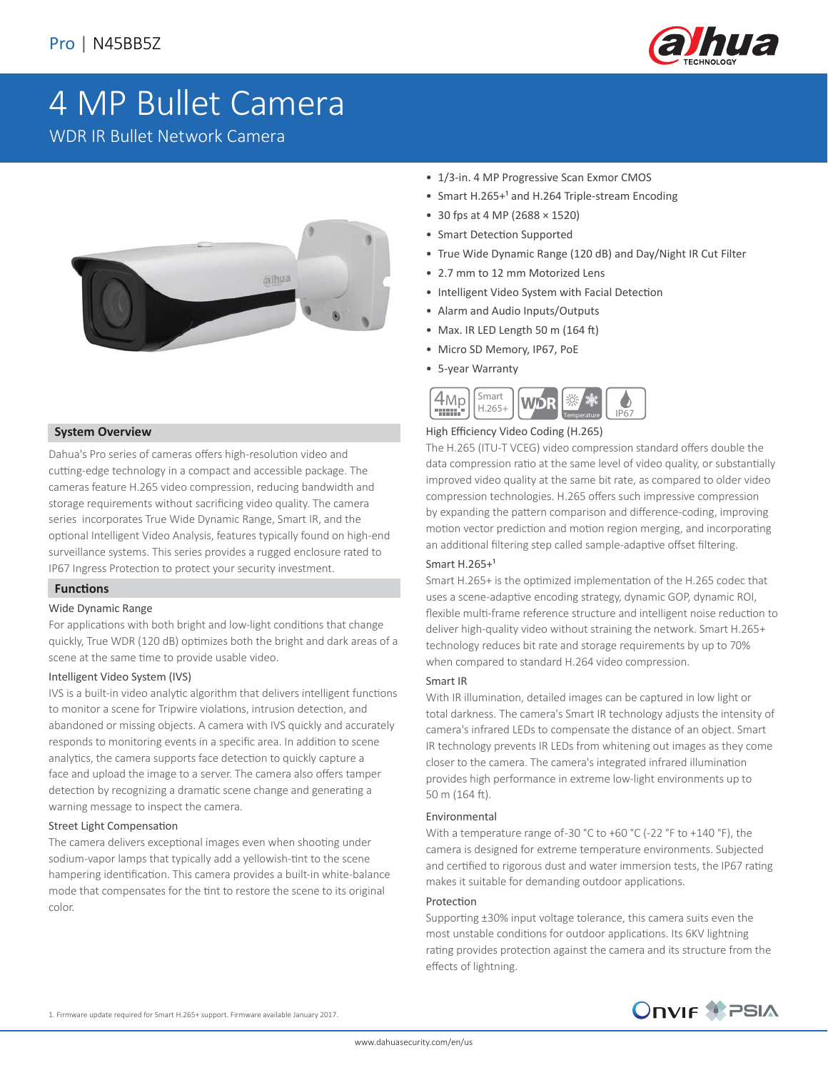Pro | N45BB5Z

# 4 MP Bullet Camera

WDR IR Bullet Network Camera

- 1/3-in. 4 MP Progressive Scan Exmor CMOS
- Smart H.265+[1] and H.264 Triple-stream Encoding
- 30 fps at 4 MP (2688 × 1520)
- Smart Detection Supported
- True Wide Dynamic Range (120 dB) and Day/Night IR Cut Filter
- 2.7 mm to 12 mm Motorized Lens
- Intelligent Video System with Facial Detection
- Alarm and Audio Inputs/Outputs
- Max. IR LED Length 50 m (164 ft)
- Micro SD Memory, IP67, PoE
- 5-year Warranty

## System Overview

Dahua's Pro series of cameras offers high-resolution video and cutting-edge technology in a compact and accessible package. The cameras feature H.265 video compression, reducing bandwidth and storage requirements without sacrificing video quality. The camera series incorporates True Wide Dynamic Range, Smart IR, and the optional Intelligent Video Analysis, features typically found on high-end surveillance systems. This series provides a rugged enclosure rated to IP67 Ingress Protection to protect your security investment.

## Functions

### Wide Dynamic Range

For applications with both bright and low-light conditions that change quickly, True WDR (120 dB) optimizes both the bright and dark areas of a scene at the same time to provide usable video.

### Intelligent Video System (IVS)

IVS is a built-in video analytic algorithm that delivers intelligent functions to monitor a scene for Tripwire violations, intrusion detection, and abandoned or missing objects. A camera with IVS quickly and accurately responds to monitoring events in a specific area. In addition to scene analytics, the camera supports face detection to quickly capture a face and upload the image to a server. The camera also offers tamper detection by recognizing a dramatic scene change and generating a warning message to inspect the camera.

### Street Light Compensation

The camera delivers exceptional images even when shooting under sodium-vapor lamps that typically add a yellowish-tint to the scene hampering identification. This camera provides a built-in white-balance mode that compensates for the tint to restore the scene to its original color.

### High Efficiency Video Coding (H.265)

The H.265 (ITU-T VCEG) video compression standard offers double the data compression ratio at the same level of video quality, or substantially improved video quality at the same bit rate, as compared to older video compression technologies. H.265 offers such impressive compression by expanding the pattern comparison and difference-coding, improving motion vector prediction and motion region merging, and incorporating an additional filtering step called sample-adaptive offset filtering.

### Smart H.265+[1]

Smart H.265+ is the optimized implementation of the H.265 codec that uses a scene-adaptive encoding strategy, dynamic GOP, dynamic ROI, flexible multi-frame reference structure and intelligent noise reduction to deliver high-quality video without straining the network. Smart H.265+ technology reduces bit rate and storage requirements by up to 70% when compared to standard H.264 video compression.

### Smart IR

With IR illumination, detailed images can be captured in low light or total darkness. The camera's Smart IR technology adjusts the intensity of camera's infrared LEDs to compensate the distance of an object. Smart IR technology prevents IR LEDs from whitening out images as they come closer to the camera. The camera's integrated infrared illumination provides high performance in extreme low-light environments up to 50 m (164 ft).

### Environmental

With a temperature range of-30 °C to +60 °C (-22 °F to +140 °F), the camera is designed for extreme temperature environments. Subjected and certified to rigorous dust and water immersion tests, the IP67 rating makes it suitable for demanding outdoor applications.

### Protection

Supporting ±30% input voltage tolerance, this camera suits even the most unstable conditions for outdoor applications. Its 6KV lightning rating provides protection against the camera and its structure from the effects of lightning.

1. Firmware update required for Smart H.265+ support. Firmware available January 2017.

www.dahuasecurity.com/en/us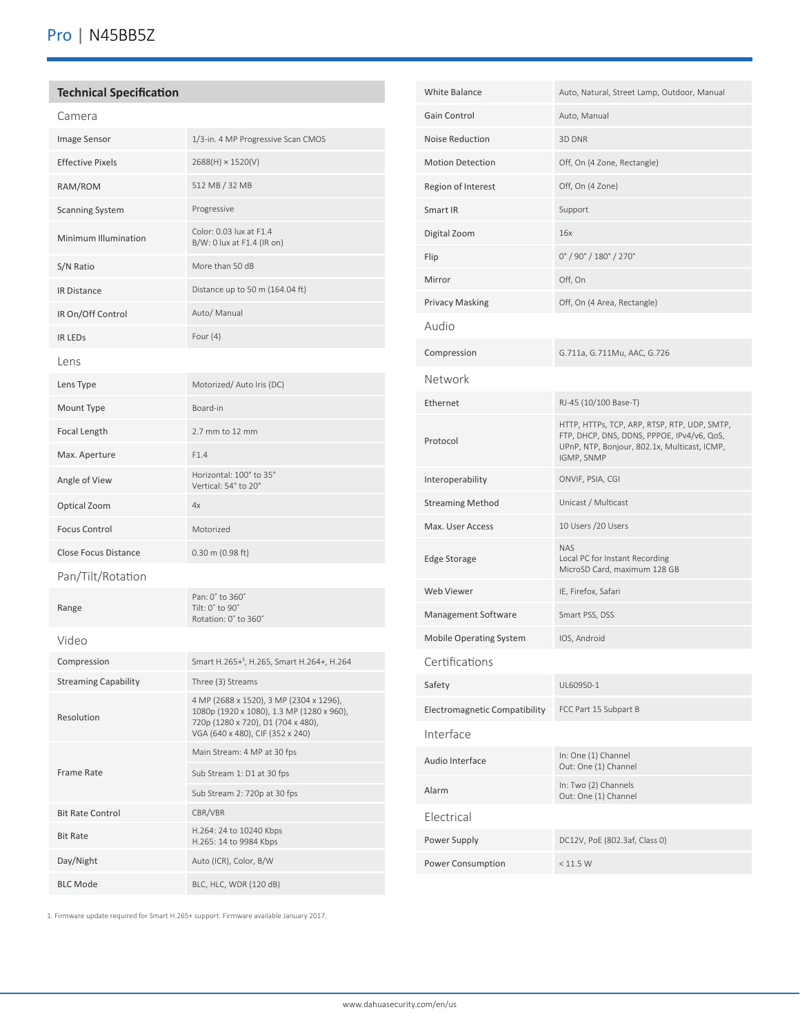## Technical Specification

### Camera

| | |
|---|---|
| Image Sensor | 1/3-in. 4 MP Progressive Scan CMOS |
| Effective Pixels | 2688(H) × 1520(V) |
| RAM/ROM | 512 MB / 32 MB |
| Scanning System | Progressive |
| Minimum Illumination | Color: 0.03 lux at F1.4<br>B/W: 0 lux at F1.4 (IR on) |
| S/N Ratio | More than 50 dB |
| IR Distance | Distance up to 50 m (164.04 ft) |
| IR On/Off Control | Auto/ Manual |
| IR LEDs | Four (4) |

### Lens

| | |
|---|---|
| Lens Type | Motorized/ Auto Iris (DC) |
| Mount Type | Board-in |
| Focal Length | 2.7 mm to 12 mm |
| Max. Aperture | F1.4 |
| Angle of View | Horizontal: 100° to 35°<br>Vertical: 54° to 20° |
| Optical Zoom | 4x |
| Focus Control | Motorized |
| Close Focus Distance | 0.30 m (0.98 ft) |

### Pan/Tilt/Rotation

| | |
|---|---|
| Range | Pan: 0˚ to 360˚<br>Tilt: 0˚ to 90˚<br>Rotation: 0˚ to 360˚ |

### Video

| | |
|---|---|
| Compression | Smart H.265+[1], H.265, Smart H.264+, H.264 |
| Streaming Capability | Three (3) Streams |
| Resolution | 4 MP (2688 x 1520), 3 MP (2304 x 1296), 1080p (1920 x 1080), 1.3 MP (1280 x 960), 720p (1280 x 720), D1 (704 x 480), VGA (640 x 480), CIF (352 x 240) |
| Frame Rate | Main Stream: 4 MP at 30 fps |
| | Sub Stream 1: D1 at 30 fps |
| | Sub Stream 2: 720p at 30 fps |
| Bit Rate Control | CBR/VBR |
| Bit Rate | H.264: 24 to 10240 Kbps<br>H.265: 14 to 9984 Kbps |
| Day/Night | Auto (ICR), Color, B/W |
| BLC Mode | BLC, HLC, WDR (120 dB) |
| White Balance | Auto, Natural, Street Lamp, Outdoor, Manual |
| Gain Control | Auto, Manual |
| Noise Reduction | 3D DNR |
| Motion Detection | Off, On (4 Zone, Rectangle) |
| Region of Interest | Off, On (4 Zone) |
| Smart IR | Support |
| Digital Zoom | 16x |
| Flip | 0° / 90° / 180° / 270° |
| Mirror | Off, On |
| Privacy Masking | Off, On (4 Area, Rectangle) |

### Audio

| | |
|---|---|
| Compression | G.711a, G.711Mu, AAC, G.726 |

### Network

| | |
|---|---|
| Ethernet | RJ-45 (10/100 Base-T) |
| Protocol | HTTP, HTTPs, TCP, ARP, RTSP, RTP, UDP, SMTP, FTP, DHCP, DNS, DDNS, PPPOE, IPv4/v6, QoS, UPnP, NTP, Bonjour, 802.1x, Multicast, ICMP, IGMP, SNMP |
| Interoperability | ONVIF, PSIA, CGI |
| Streaming Method | Unicast / Multicast |
| Max. User Access | 10 Users /20 Users |
| Edge Storage | NAS<br>Local PC for Instant Recording<br>MicroSD Card, maximum 128 GB |
| Web Viewer | IE, Firefox, Safari |
| Management Software | Smart PSS, DSS |
| Mobile Operating System | IOS, Android |

### Certifications

| | |
|---|---|
| Safety | UL60950-1 |
| Electromagnetic Compatibility | FCC Part 15 Subpart B |

### Interface

| | |
|---|---|
| Audio Interface | In: One (1) Channel<br>Out: One (1) Channel |
| Alarm | In: Two (2) Channels<br>Out: One (1) Channel |

### Electrical

| | |
|---|---|
| Power Supply | DC12V, PoE (802.3af, Class 0) |
| Power Consumption | < 11.5 W |

1. Firmware update required for Smart H.265+ support. Firmware available January 2017.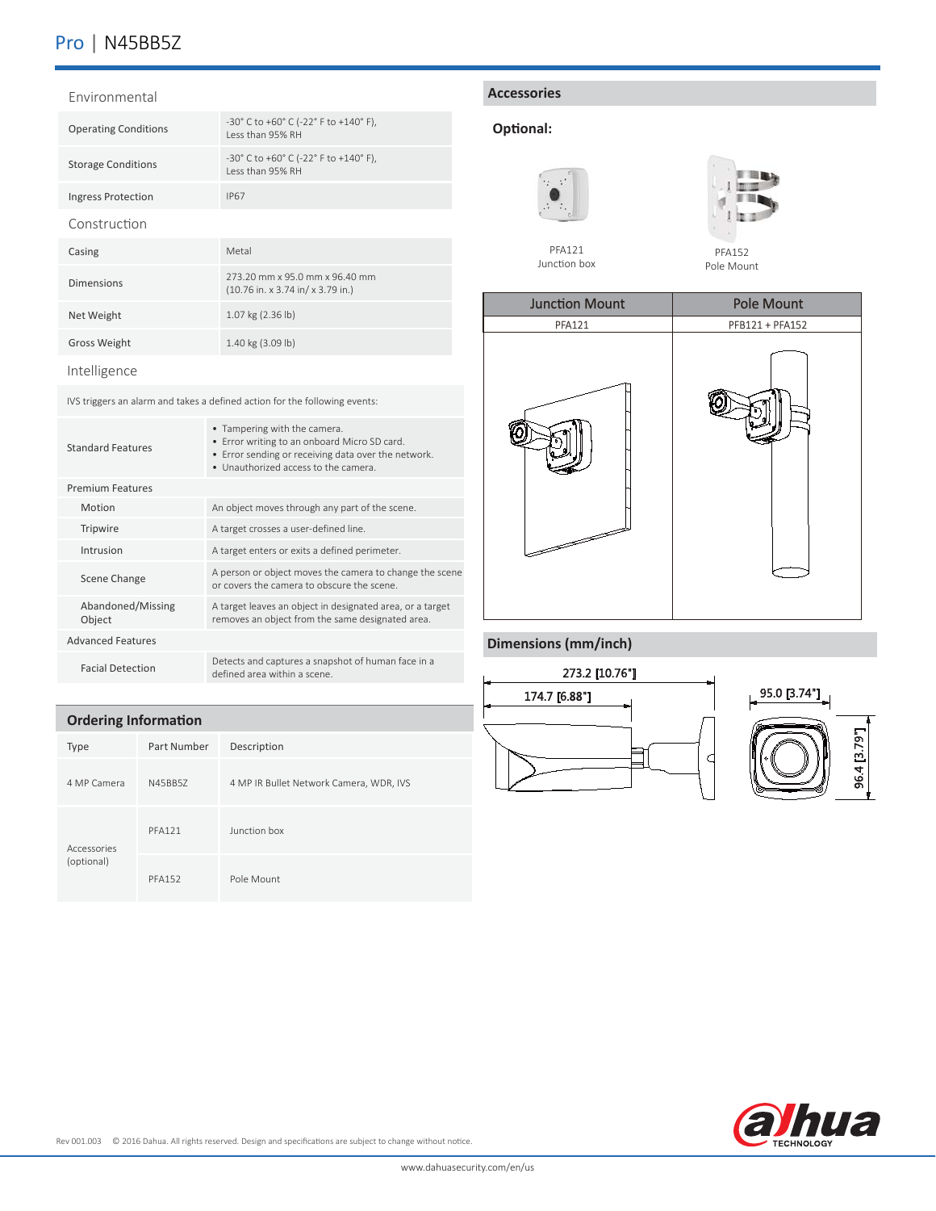## Environmental

| | |
|---|---|
| Operating Conditions | -30° C to +60° C (-22° F to +140° F), Less than 95% RH |
| Storage Conditions | -30° C to +60° C (-22° F to +140° F), Less than 95% RH |
| Ingress Protection | IP67 |

## Construction

| | |
|---|---|
| Casing | Metal |
| Dimensions | 273.20 mm x 95.0 mm x 96.40 mm (10.76 in. x 3.74 in/ x 3.79 in.) |
| Net Weight | 1.07 kg (2.36 lb) |
| Gross Weight | 1.40 kg (3.09 lb) |

## Intelligence

IVS triggers an alarm and takes a defined action for the following events:

| | |
|---|---|
| Standard Features | • Tampering with the camera. • Error writing to an onboard Micro SD card. • Error sending or receiving data over the network. • Unauthorized access to the camera. |
| Premium Features | |
| Motion | An object moves through any part of the scene. |
| Tripwire | A target crosses a user-defined line. |
| Intrusion | A target enters or exits a defined perimeter. |
| Scene Change | A person or object moves the camera to change the scene or covers the camera to obscure the scene. |
| Abandoned/Missing Object | A target leaves an object in designated area, or a target removes an object from the same designated area. |
| Advanced Features | |
| Facial Detection | Detects and captures a snapshot of human face in a defined area within a scene. |

## Ordering Information

| Type | Part Number | Description |
|---|---|---|
| 4 MP Camera | N45BB5Z | 4 MP IR Bullet Network Camera, WDR, IVS |
| Accessories (optional) | PFA121 | Junction box |
| | PFA152 | Pole Mount |

## Accessories

**Optional:**

PFA121
Junction box

PFA152
Pole Mount

| Junction Mount | Pole Mount |
|---|---|
| PFA121 | PFB121 + PFA152 |

## Dimensions (mm/inch)

273.2 [10.76"]

174.7 [6.88"]

95.0 [3.74"]

96.4 [3.79"]

Rev 001.003 © 2016 Dahua. All rights reserved. Design and specifications are subject to change without notice.

www.dahuasecurity.com/en/us